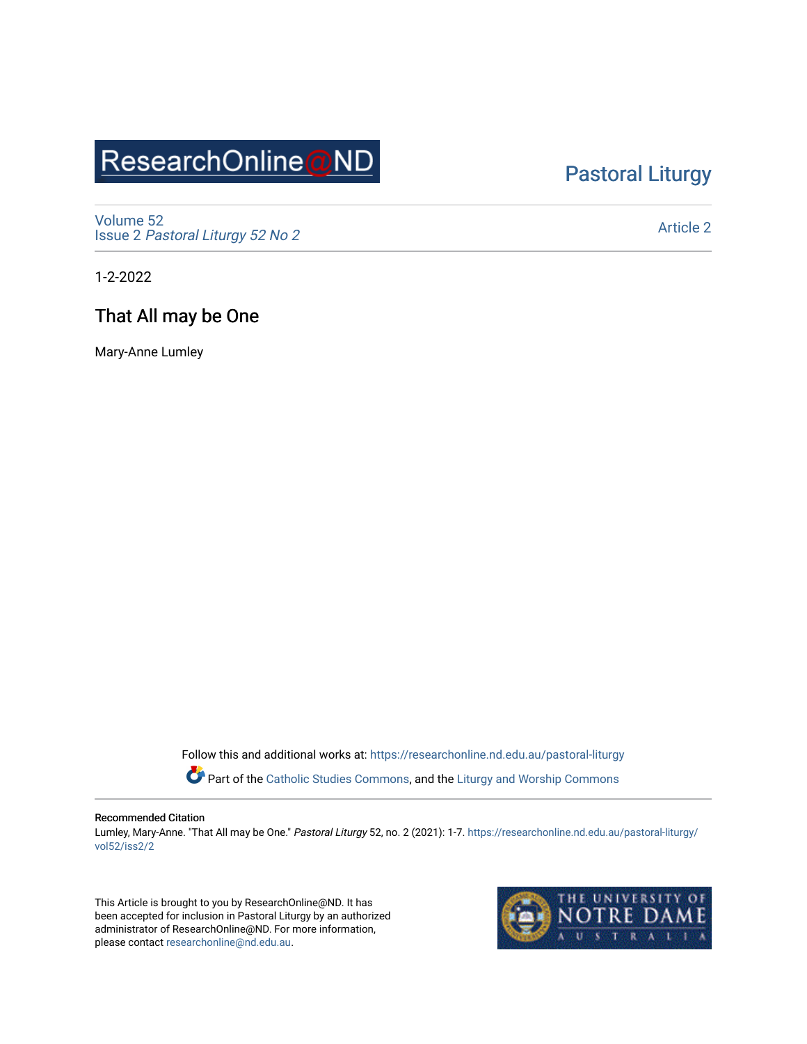ResearchOnline@ND

Pastoral Liturgy

Volume 52
Issue 2 *Pastoral Liturgy 52 No 2*

Article 2

1-2-2022

# That All may be One

Mary-Anne Lumley

Follow this and additional works at: https://researchonline.nd.edu.au/pastoral-liturgy

Part of the Catholic Studies Commons, and the Liturgy and Worship Commons

**Recommended Citation**
Lumley, Mary-Anne. "That All may be One." *Pastoral Liturgy* 52, no. 2 (2021): 1-7. https://researchonline.nd.edu.au/pastoral-liturgy/vol52/iss2/2

This Article is brought to you by ResearchOnline@ND. It has been accepted for inclusion in Pastoral Liturgy by an authorized administrator of ResearchOnline@ND. For more information, please contact researchonline@nd.edu.au.

THE UNIVERSITY OF NOTRE DAME AUSTRALIA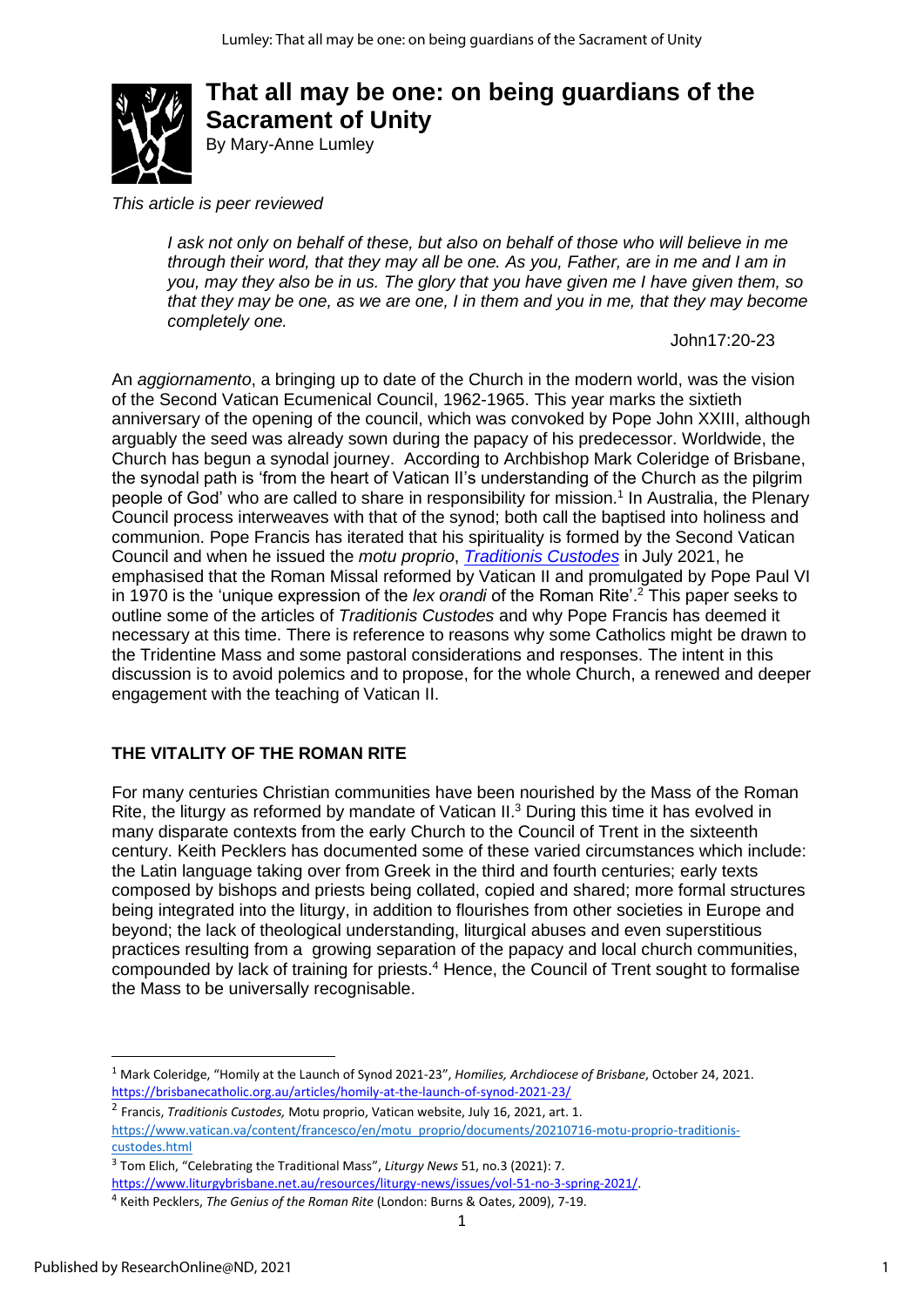# That all may be one: on being guardians of the Sacrament of Unity

By Mary-Anne Lumley

*This article is peer reviewed*

> *I ask not only on behalf of these, but also on behalf of those who will believe in me through their word, that they may all be one. As you, Father, are in me and I am in you, may they also be in us. The glory that you have given me I have given them, so that they may be one, as we are one, I in them and you in me, that they may become completely one.*
>
> John17:20-23

An *aggiornamento*, a bringing up to date of the Church in the modern world, was the vision of the Second Vatican Ecumenical Council, 1962-1965. This year marks the sixtieth anniversary of the opening of the council, which was convoked by Pope John XXIII, although arguably the seed was already sown during the papacy of his predecessor. Worldwide, the Church has begun a synodal journey. According to Archbishop Mark Coleridge of Brisbane, the synodal path is 'from the heart of Vatican II's understanding of the Church as the pilgrim people of God' who are called to share in responsibility for mission.[1] In Australia, the Plenary Council process interweaves with that of the synod; both call the baptised into holiness and communion. Pope Francis has iterated that his spirituality is formed by the Second Vatican Council and when he issued the *motu proprio*, *Traditionis Custodes* in July 2021, he emphasised that the Roman Missal reformed by Vatican II and promulgated by Pope Paul VI in 1970 is the 'unique expression of the *lex orandi* of the Roman Rite'.[2] This paper seeks to outline some of the articles of *Traditionis Custodes* and why Pope Francis has deemed it necessary at this time. There is reference to reasons why some Catholics might be drawn to the Tridentine Mass and some pastoral considerations and responses. The intent in this discussion is to avoid polemics and to propose, for the whole Church, a renewed and deeper engagement with the teaching of Vatican II.

## THE VITALITY OF THE ROMAN RITE

For many centuries Christian communities have been nourished by the Mass of the Roman Rite, the liturgy as reformed by mandate of Vatican II.[3] During this time it has evolved in many disparate contexts from the early Church to the Council of Trent in the sixteenth century. Keith Pecklers has documented some of these varied circumstances which include: the Latin language taking over from Greek in the third and fourth centuries; early texts composed by bishops and priests being collated, copied and shared; more formal structures being integrated into the liturgy, in addition to flourishes from other societies in Europe and beyond; the lack of theological understanding, liturgical abuses and even superstitious practices resulting from a growing separation of the papacy and local church communities, compounded by lack of training for priests.[4] Hence, the Council of Trent sought to formalise the Mass to be universally recognisable.

---

[1] Mark Coleridge, "Homily at the Launch of Synod 2021-23", *Homilies, Archdiocese of Brisbane*, October 24, 2021. https://brisbanecatholic.org.au/articles/homily-at-the-launch-of-synod-2021-23/

[2] Francis, *Traditionis Custodes,* Motu proprio, Vatican website, July 16, 2021, art. 1. https://www.vatican.va/content/francesco/en/motu_proprio/documents/20210716-motu-proprio-traditionis-custodes.html

[3] Tom Elich, "Celebrating the Traditional Mass", *Liturgy News* 51, no.3 (2021): 7. https://www.liturgybrisbane.net.au/resources/liturgy-news/issues/vol-51-no-3-spring-2021/.

[4] Keith Pecklers, *The Genius of the Roman Rite* (London: Burns & Oates, 2009), 7-19.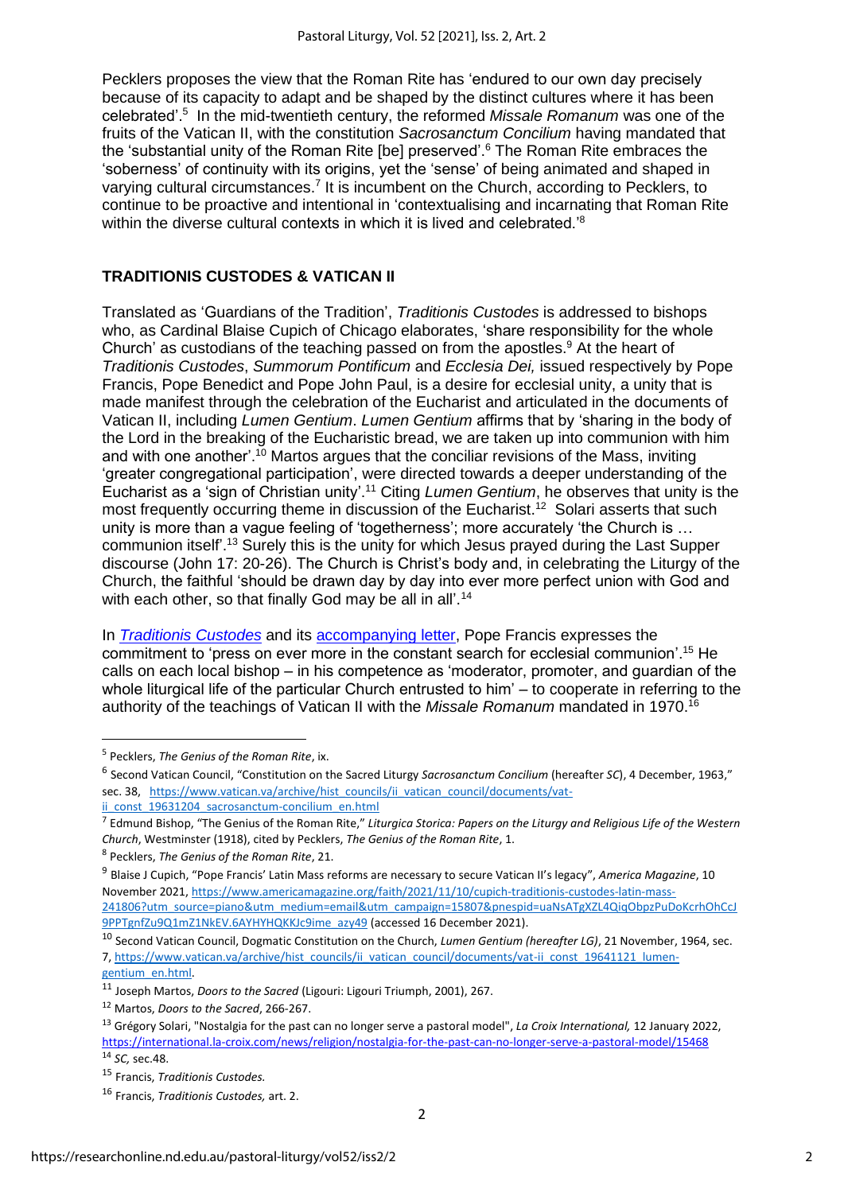Pecklers proposes the view that the Roman Rite has 'endured to our own day precisely because of its capacity to adapt and be shaped by the distinct cultures where it has been celebrated'.[5] In the mid-twentieth century, the reformed *Missale Romanum* was one of the fruits of the Vatican II, with the constitution *Sacrosanctum Concilium* having mandated that the 'substantial unity of the Roman Rite [be] preserved'.[6] The Roman Rite embraces the 'soberness' of continuity with its origins, yet the 'sense' of being animated and shaped in varying cultural circumstances.[7] It is incumbent on the Church, according to Pecklers, to continue to be proactive and intentional in 'contextualising and incarnating that Roman Rite within the diverse cultural contexts in which it is lived and celebrated.'[8]

## TRADITIONIS CUSTODES & VATICAN II

Translated as 'Guardians of the Tradition', *Traditionis Custodes* is addressed to bishops who, as Cardinal Blaise Cupich of Chicago elaborates, 'share responsibility for the whole Church' as custodians of the teaching passed on from the apostles.[9] At the heart of *Traditionis Custodes*, *Summorum Pontificum* and *Ecclesia Dei,* issued respectively by Pope Francis, Pope Benedict and Pope John Paul, is a desire for ecclesial unity, a unity that is made manifest through the celebration of the Eucharist and articulated in the documents of Vatican II, including *Lumen Gentium*. *Lumen Gentium* affirms that by 'sharing in the body of the Lord in the breaking of the Eucharistic bread, we are taken up into communion with him and with one another'.[10] Martos argues that the conciliar revisions of the Mass, inviting 'greater congregational participation', were directed towards a deeper understanding of the Eucharist as a 'sign of Christian unity'.[11] Citing *Lumen Gentium*, he observes that unity is the most frequently occurring theme in discussion of the Eucharist.[12] Solari asserts that such unity is more than a vague feeling of 'togetherness'; more accurately 'the Church is … communion itself'.[13] Surely this is the unity for which Jesus prayed during the Last Supper discourse (John 17: 20-26). The Church is Christ's body and, in celebrating the Liturgy of the Church, the faithful 'should be drawn day by day into ever more perfect union with God and with each other, so that finally God may be all in all'.[14]

In *Traditionis Custodes* and its accompanying letter, Pope Francis expresses the commitment to 'press on ever more in the constant search for ecclesial communion'.[15] He calls on each local bishop – in his competence as 'moderator, promoter, and guardian of the whole liturgical life of the particular Church entrusted to him' – to cooperate in referring to the authority of the teachings of Vatican II with the *Missale Romanum* mandated in 1970.[16]

---

[5] Pecklers, *The Genius of the Roman Rite*, ix.

[6] Second Vatican Council, "Constitution on the Sacred Liturgy *Sacrosanctum Concilium* (hereafter *SC*), 4 December, 1963," sec. 38, https://www.vatican.va/archive/hist_councils/ii_vatican_council/documents/vat-ii_const_19631204_sacrosanctum-concilium_en.html

[7] Edmund Bishop, "The Genius of the Roman Rite," *Liturgica Storica: Papers on the Liturgy and Religious Life of the Western Church*, Westminster (1918), cited by Pecklers, *The Genius of the Roman Rite*, 1.

[8] Pecklers, *The Genius of the Roman Rite*, 21.

[9] Blaise J Cupich, "Pope Francis' Latin Mass reforms are necessary to secure Vatican II's legacy", *America Magazine*, 10 November 2021, https://www.americamagazine.org/faith/2021/11/10/cupich-traditionis-custodes-latin-mass-241806?utm_source=piano&utm_medium=email&utm_campaign=15807&pnespid=uaNsATgXZL4QiqObpzPuDoKcrhOhCcJ9PPTgnfZu9Q1mZ1NkEV.6AYHYHQKKJc9ime_azy49 (accessed 16 December 2021).

[10] Second Vatican Council, Dogmatic Constitution on the Church, *Lumen Gentium (hereafter LG)*, 21 November, 1964, sec. 7, https://www.vatican.va/archive/hist_councils/ii_vatican_council/documents/vat-ii_const_19641121_lumen-gentium_en.html.

[11] Joseph Martos, *Doors to the Sacred* (Ligouri: Ligouri Triumph, 2001), 267.

[12] Martos, *Doors to the Sacred*, 266-267.

[13] Grégory Solari, "Nostalgia for the past can no longer serve a pastoral model", *La Croix International,* 12 January 2022, https://international.la-croix.com/news/religion/nostalgia-for-the-past-can-no-longer-serve-a-pastoral-model/15468

[14] *SC,* sec.48.

[15] Francis, *Traditionis Custodes.*

[16] Francis, *Traditionis Custodes,* art. 2.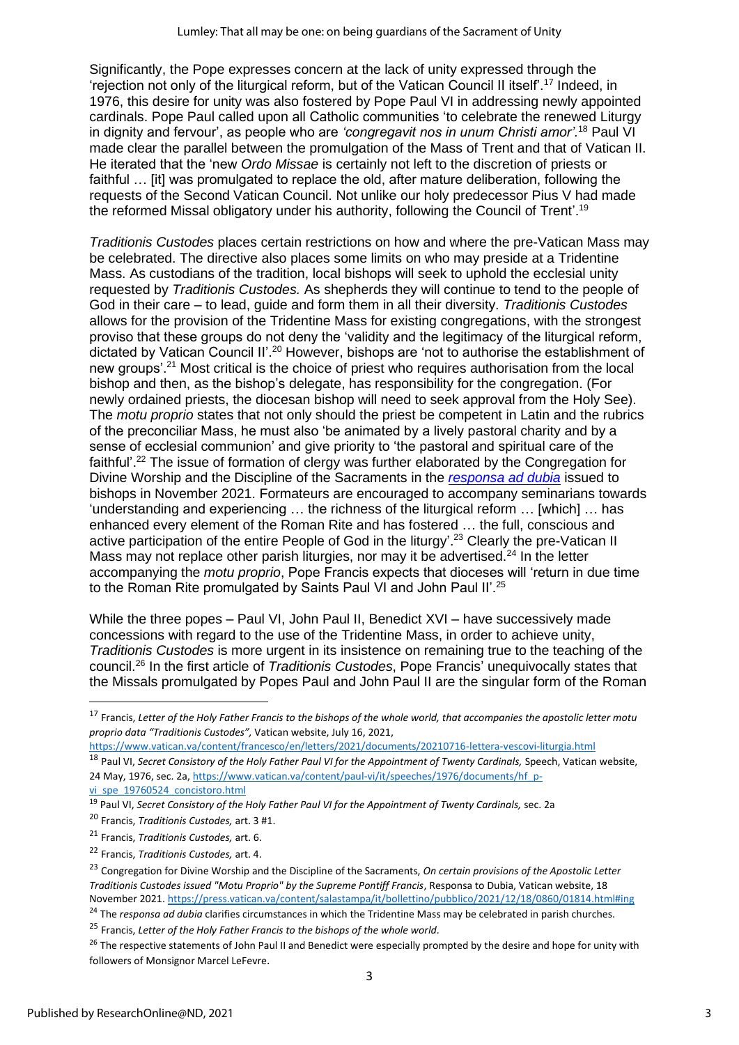Significantly, the Pope expresses concern at the lack of unity expressed through the 'rejection not only of the liturgical reform, but of the Vatican Council II itself'.[17] Indeed, in 1976, this desire for unity was also fostered by Pope Paul VI in addressing newly appointed cardinals. Pope Paul called upon all Catholic communities 'to celebrate the renewed Liturgy in dignity and fervour', as people who are *'congregavit nos in unum Christi amor'*.[18] Paul VI made clear the parallel between the promulgation of the Mass of Trent and that of Vatican II. He iterated that the 'new *Ordo Missae* is certainly not left to the discretion of priests or faithful … [it] was promulgated to replace the old, after mature deliberation, following the requests of the Second Vatican Council. Not unlike our holy predecessor Pius V had made the reformed Missal obligatory under his authority, following the Council of Trent'.[19]

*Traditionis Custodes* places certain restrictions on how and where the pre-Vatican Mass may be celebrated. The directive also places some limits on who may preside at a Tridentine Mass. As custodians of the tradition, local bishops will seek to uphold the ecclesial unity requested by *Traditionis Custodes.* As shepherds they will continue to tend to the people of God in their care – to lead, guide and form them in all their diversity. *Traditionis Custodes* allows for the provision of the Tridentine Mass for existing congregations, with the strongest proviso that these groups do not deny the 'validity and the legitimacy of the liturgical reform, dictated by Vatican Council II'.[20] However, bishops are 'not to authorise the establishment of new groups'.[21] Most critical is the choice of priest who requires authorisation from the local bishop and then, as the bishop's delegate, has responsibility for the congregation. (For newly ordained priests, the diocesan bishop will need to seek approval from the Holy See). The *motu proprio* states that not only should the priest be competent in Latin and the rubrics of the preconciliar Mass, he must also 'be animated by a lively pastoral charity and by a sense of ecclesial communion' and give priority to 'the pastoral and spiritual care of the faithful'.[22] The issue of formation of clergy was further elaborated by the Congregation for Divine Worship and the Discipline of the Sacraments in the *responsa ad dubia* issued to bishops in November 2021. Formateurs are encouraged to accompany seminarians towards 'understanding and experiencing … the richness of the liturgical reform … [which] … has enhanced every element of the Roman Rite and has fostered … the full, conscious and active participation of the entire People of God in the liturgy'.[23] Clearly the pre-Vatican II Mass may not replace other parish liturgies, nor may it be advertised.[24] In the letter accompanying the *motu proprio*, Pope Francis expects that dioceses will 'return in due time to the Roman Rite promulgated by Saints Paul VI and John Paul II'.[25]

While the three popes – Paul VI, John Paul II, Benedict XVI – have successively made concessions with regard to the use of the Tridentine Mass, in order to achieve unity, *Traditionis Custodes* is more urgent in its insistence on remaining true to the teaching of the council.[26] In the first article of *Traditionis Custodes*, Pope Francis' unequivocally states that the Missals promulgated by Popes Paul and John Paul II are the singular form of the Roman

---

[17] Francis, *Letter of the Holy Father Francis to the bishops of the whole world, that accompanies the apostolic letter motu proprio data "Traditionis Custodes",* Vatican website, July 16, 2021, https://www.vatican.va/content/francesco/en/letters/2021/documents/20210716-lettera-vescovi-liturgia.html

[18] Paul VI, *Secret Consistory of the Holy Father Paul VI for the Appointment of Twenty Cardinals,* Speech, Vatican website, 24 May, 1976, sec. 2a, https://www.vatican.va/content/paul-vi/it/speeches/1976/documents/hf_p-vi_spe_19760524_concistoro.html

[19] Paul VI, *Secret Consistory of the Holy Father Paul VI for the Appointment of Twenty Cardinals,* sec. 2a

[20] Francis, *Traditionis Custodes,* art. 3 #1.

[21] Francis, *Traditionis Custodes,* art. 6.

[22] Francis, *Traditionis Custodes,* art. 4.

[23] Congregation for Divine Worship and the Discipline of the Sacraments, *On certain provisions of the Apostolic Letter Traditionis Custodes issued "Motu Proprio" by the Supreme Pontiff Francis*, Responsa to Dubia, Vatican website, 18 November 2021. https://press.vatican.va/content/salastampa/it/bollettino/pubblico/2021/12/18/0860/01814.html#ing

[24] The *responsa ad dubia* clarifies circumstances in which the Tridentine Mass may be celebrated in parish churches.

[25] Francis, *Letter of the Holy Father Francis to the bishops of the whole world.*

[26] The respective statements of John Paul II and Benedict were especially prompted by the desire and hope for unity with followers of Monsignor Marcel LeFevre.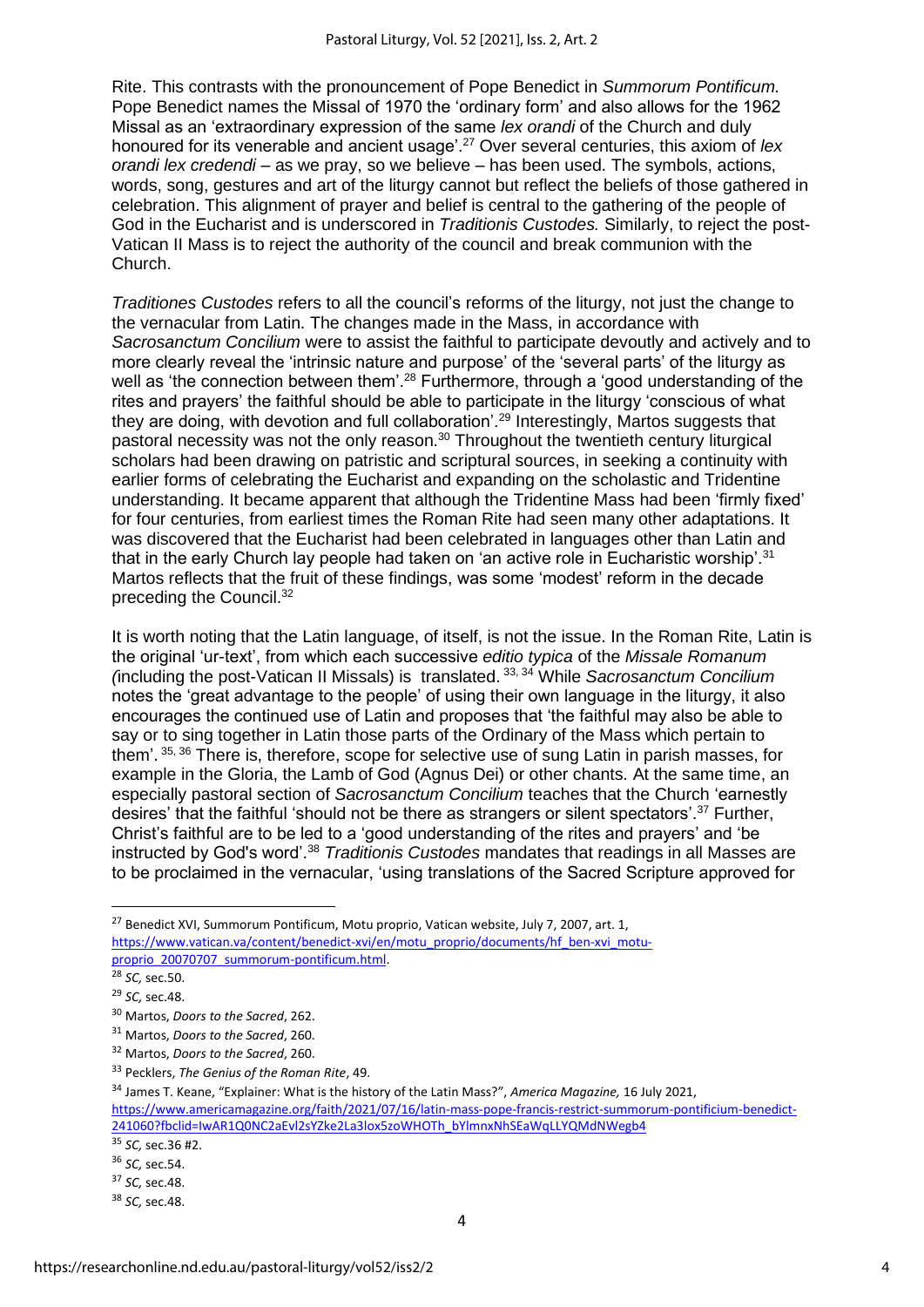Rite. This contrasts with the pronouncement of Pope Benedict in *Summorum Pontificum.* Pope Benedict names the Missal of 1970 the 'ordinary form' and also allows for the 1962 Missal as an 'extraordinary expression of the same *lex orandi* of the Church and duly honoured for its venerable and ancient usage'.[27] Over several centuries, this axiom of *lex orandi lex credendi* – as we pray, so we believe – has been used. The symbols, actions, words, song, gestures and art of the liturgy cannot but reflect the beliefs of those gathered in celebration. This alignment of prayer and belief is central to the gathering of the people of God in the Eucharist and is underscored in *Traditionis Custodes.* Similarly, to reject the post-Vatican II Mass is to reject the authority of the council and break communion with the Church.

*Traditiones Custodes* refers to all the council's reforms of the liturgy, not just the change to the vernacular from Latin. The changes made in the Mass, in accordance with *Sacrosanctum Concilium* were to assist the faithful to participate devoutly and actively and to more clearly reveal the 'intrinsic nature and purpose' of the 'several parts' of the liturgy as well as 'the connection between them'.[28] Furthermore, through a 'good understanding of the rites and prayers' the faithful should be able to participate in the liturgy 'conscious of what they are doing, with devotion and full collaboration'.[29] Interestingly, Martos suggests that pastoral necessity was not the only reason.[30] Throughout the twentieth century liturgical scholars had been drawing on patristic and scriptural sources, in seeking a continuity with earlier forms of celebrating the Eucharist and expanding on the scholastic and Tridentine understanding. It became apparent that although the Tridentine Mass had been 'firmly fixed' for four centuries, from earliest times the Roman Rite had seen many other adaptations. It was discovered that the Eucharist had been celebrated in languages other than Latin and that in the early Church lay people had taken on 'an active role in Eucharistic worship'.[31] Martos reflects that the fruit of these findings, was some 'modest' reform in the decade preceding the Council.[32]

It is worth noting that the Latin language, of itself, is not the issue. In the Roman Rite, Latin is the original 'ur-text', from which each successive *editio typica* of the *Missale Romanum (*including the post-Vatican II Missals) is translated. [33, 34] While *Sacrosanctum Concilium* notes the 'great advantage to the people' of using their own language in the liturgy, it also encourages the continued use of Latin and proposes that 'the faithful may also be able to say or to sing together in Latin those parts of the Ordinary of the Mass which pertain to them'. [35, 36] There is, therefore, scope for selective use of sung Latin in parish masses, for example in the Gloria, the Lamb of God (Agnus Dei) or other chants. At the same time, an especially pastoral section of *Sacrosanctum Concilium* teaches that the Church 'earnestly desires' that the faithful 'should not be there as strangers or silent spectators'.[37] Further, Christ's faithful are to be led to a 'good understanding of the rites and prayers' and 'be instructed by God's word'.[38] *Traditionis Custodes* mandates that readings in all Masses are to be proclaimed in the vernacular, 'using translations of the Sacred Scripture approved for

---

[27] Benedict XVI, Summorum Pontificum, Motu proprio, Vatican website, July 7, 2007, art. 1, https://www.vatican.va/content/benedict-xvi/en/motu_proprio/documents/hf_ben-xvi_motu-proprio_20070707_summorum-pontificum.html.

[28] *SC,* sec.50.

[29] *SC,* sec.48.

[30] Martos, *Doors to the Sacred*, 262.

[31] Martos, *Doors to the Sacred*, 260.

[32] Martos, *Doors to the Sacred*, 260.

[33] Pecklers, *The Genius of the Roman Rite*, 49.

[34] James T. Keane, "Explainer: What is the history of the Latin Mass?", *America Magazine,* 16 July 2021, https://www.americamagazine.org/faith/2021/07/16/latin-mass-pope-francis-restrict-summorum-pontificium-benedict-241060?fbclid=IwAR1Q0NC2aEvl2sYZke2La3lox5zoWHOTh_bYlmnxNhSEaWqLLYQMdNWegb4

[35] *SC,* sec.36 #2.

[36] *SC,* sec.54.

[37] *SC,* sec.48.

[38] *SC,* sec.48.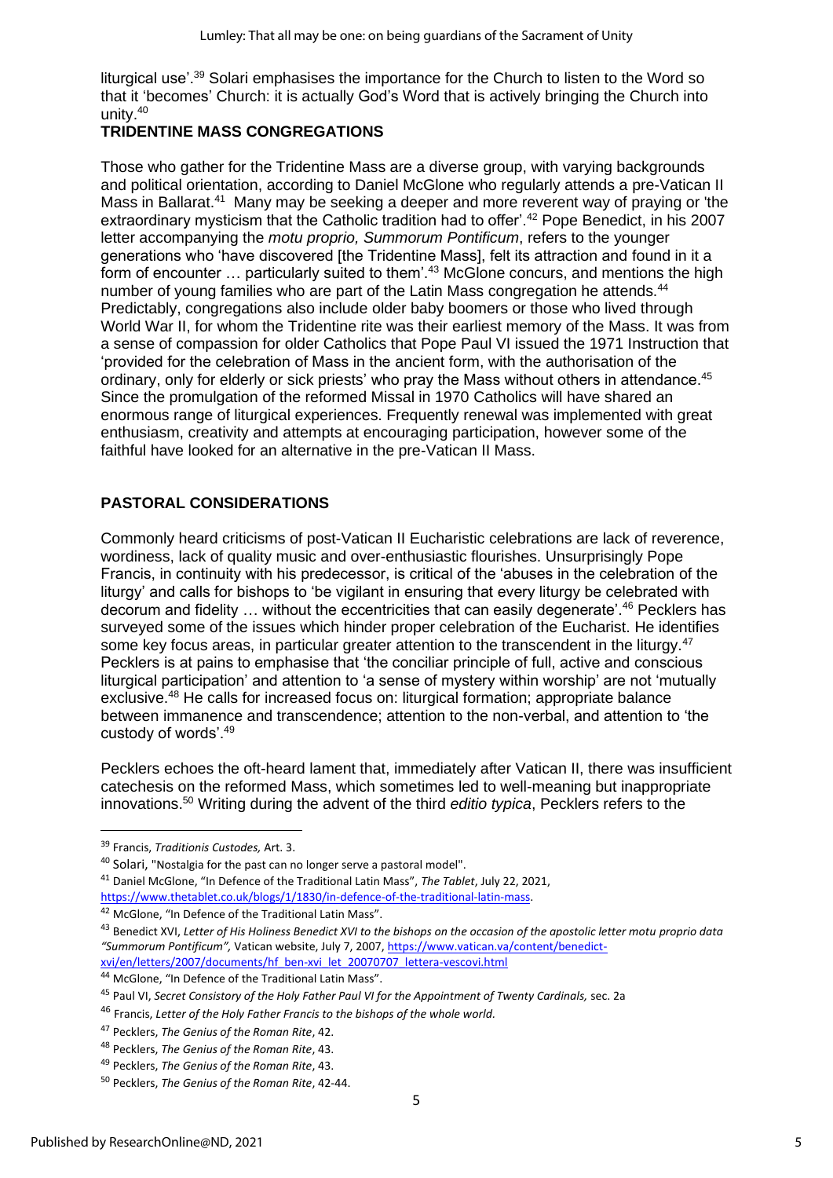liturgical use'.[39] Solari emphasises the importance for the Church to listen to the Word so that it 'becomes' Church: it is actually God's Word that is actively bringing the Church into unity.[40]

## TRIDENTINE MASS CONGREGATIONS

Those who gather for the Tridentine Mass are a diverse group, with varying backgrounds and political orientation, according to Daniel McGlone who regularly attends a pre-Vatican II Mass in Ballarat.[41] Many may be seeking a deeper and more reverent way of praying or 'the extraordinary mysticism that the Catholic tradition had to offer'.[42] Pope Benedict, in his 2007 letter accompanying the *motu proprio, Summorum Pontificum*, refers to the younger generations who 'have discovered [the Tridentine Mass], felt its attraction and found in it a form of encounter … particularly suited to them'.[43] McGlone concurs, and mentions the high number of young families who are part of the Latin Mass congregation he attends.[44] Predictably, congregations also include older baby boomers or those who lived through World War II, for whom the Tridentine rite was their earliest memory of the Mass. It was from a sense of compassion for older Catholics that Pope Paul VI issued the 1971 Instruction that 'provided for the celebration of Mass in the ancient form, with the authorisation of the ordinary, only for elderly or sick priests' who pray the Mass without others in attendance.[45] Since the promulgation of the reformed Missal in 1970 Catholics will have shared an enormous range of liturgical experiences. Frequently renewal was implemented with great enthusiasm, creativity and attempts at encouraging participation, however some of the faithful have looked for an alternative in the pre-Vatican II Mass.

## PASTORAL CONSIDERATIONS

Commonly heard criticisms of post-Vatican II Eucharistic celebrations are lack of reverence, wordiness, lack of quality music and over-enthusiastic flourishes. Unsurprisingly Pope Francis, in continuity with his predecessor, is critical of the 'abuses in the celebration of the liturgy' and calls for bishops to 'be vigilant in ensuring that every liturgy be celebrated with decorum and fidelity … without the eccentricities that can easily degenerate'.[46] Pecklers has surveyed some of the issues which hinder proper celebration of the Eucharist. He identifies some key focus areas, in particular greater attention to the transcendent in the liturgy.[47] Pecklers is at pains to emphasise that 'the conciliar principle of full, active and conscious liturgical participation' and attention to 'a sense of mystery within worship' are not 'mutually exclusive.[48] He calls for increased focus on: liturgical formation; appropriate balance between immanence and transcendence; attention to the non-verbal, and attention to 'the custody of words'.[49]

Pecklers echoes the oft-heard lament that, immediately after Vatican II, there was insufficient catechesis on the reformed Mass, which sometimes led to well-meaning but inappropriate innovations.[50] Writing during the advent of the third *editio typica*, Pecklers refers to the

---

[39] Francis, *Traditionis Custodes,* Art. 3.

[40] Solari, "Nostalgia for the past can no longer serve a pastoral model".

[41] Daniel McGlone, "In Defence of the Traditional Latin Mass", *The Tablet*, July 22, 2021, https://www.thetablet.co.uk/blogs/1/1830/in-defence-of-the-traditional-latin-mass.

[42] McGlone, "In Defence of the Traditional Latin Mass".

[43] Benedict XVI, *Letter of His Holiness Benedict XVI to the bishops on the occasion of the apostolic letter motu proprio data "Summorum Pontificum",* Vatican website, July 7, 2007, https://www.vatican.va/content/benedict-xvi/en/letters/2007/documents/hf_ben-xvi_let_20070707_lettera-vescovi.html

[44] McGlone, "In Defence of the Traditional Latin Mass".

[45] Paul VI, *Secret Consistory of the Holy Father Paul VI for the Appointment of Twenty Cardinals,* sec. 2a

[46] Francis, *Letter of the Holy Father Francis to the bishops of the whole world.*

[47] Pecklers, *The Genius of the Roman Rite*, 42.

[48] Pecklers, *The Genius of the Roman Rite*, 43.

[49] Pecklers, *The Genius of the Roman Rite*, 43.

[50] Pecklers, *The Genius of the Roman Rite*, 42-44.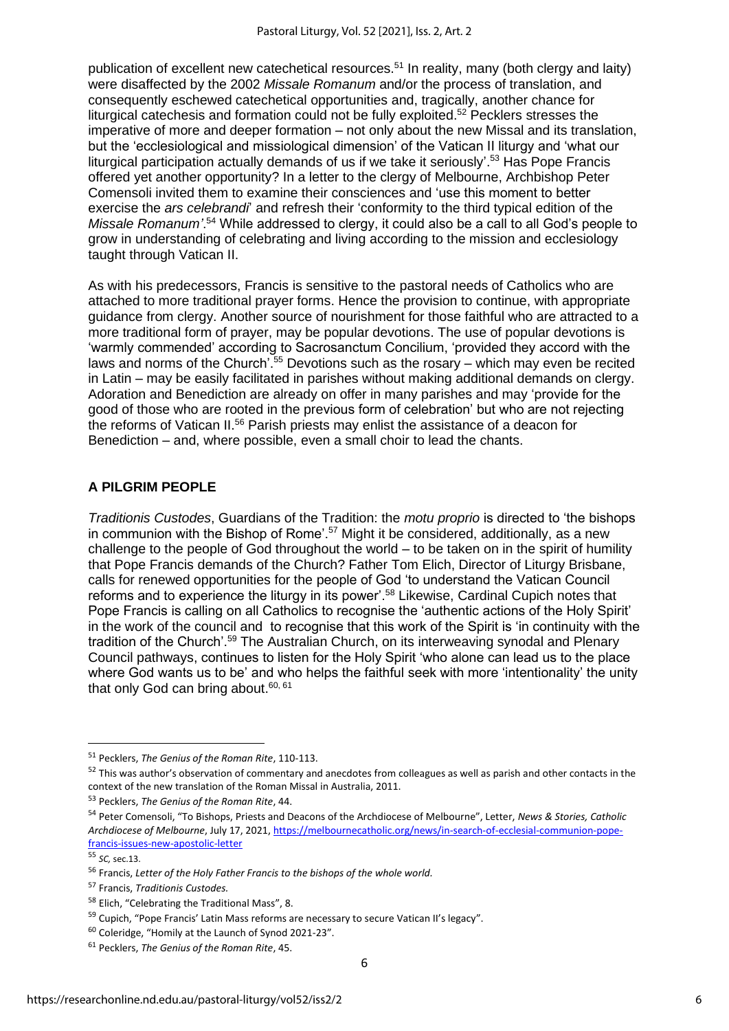publication of excellent new catechetical resources.[51] In reality, many (both clergy and laity) were disaffected by the 2002 *Missale Romanum* and/or the process of translation, and consequently eschewed catechetical opportunities and, tragically, another chance for liturgical catechesis and formation could not be fully exploited.[52] Pecklers stresses the imperative of more and deeper formation – not only about the new Missal and its translation, but the 'ecclesiological and missiological dimension' of the Vatican II liturgy and 'what our liturgical participation actually demands of us if we take it seriously'.[53] Has Pope Francis offered yet another opportunity? In a letter to the clergy of Melbourne, Archbishop Peter Comensoli invited them to examine their consciences and 'use this moment to better exercise the *ars celebrandi*' and refresh their 'conformity to the third typical edition of the *Missale Romanum'*.[54] While addressed to clergy, it could also be a call to all God's people to grow in understanding of celebrating and living according to the mission and ecclesiology taught through Vatican II.

As with his predecessors, Francis is sensitive to the pastoral needs of Catholics who are attached to more traditional prayer forms. Hence the provision to continue, with appropriate guidance from clergy. Another source of nourishment for those faithful who are attracted to a more traditional form of prayer, may be popular devotions. The use of popular devotions is 'warmly commended' according to Sacrosanctum Concilium, 'provided they accord with the laws and norms of the Church'.[55] Devotions such as the rosary – which may even be recited in Latin – may be easily facilitated in parishes without making additional demands on clergy. Adoration and Benediction are already on offer in many parishes and may 'provide for the good of those who are rooted in the previous form of celebration' but who are not rejecting the reforms of Vatican II.[56] Parish priests may enlist the assistance of a deacon for Benediction – and, where possible, even a small choir to lead the chants.

## A PILGRIM PEOPLE

*Traditionis Custodes*, Guardians of the Tradition: the *motu proprio* is directed to 'the bishops in communion with the Bishop of Rome'.[57] Might it be considered, additionally, as a new challenge to the people of God throughout the world – to be taken on in the spirit of humility that Pope Francis demands of the Church? Father Tom Elich, Director of Liturgy Brisbane, calls for renewed opportunities for the people of God 'to understand the Vatican Council reforms and to experience the liturgy in its power'.[58] Likewise, Cardinal Cupich notes that Pope Francis is calling on all Catholics to recognise the 'authentic actions of the Holy Spirit' in the work of the council and to recognise that this work of the Spirit is 'in continuity with the tradition of the Church'.[59] The Australian Church, on its interweaving synodal and Plenary Council pathways, continues to listen for the Holy Spirit 'who alone can lead us to the place where God wants us to be' and who helps the faithful seek with more 'intentionality' the unity that only God can bring about.[60, 61]

---

[51] Pecklers, *The Genius of the Roman Rite*, 110-113.

[52] This was author's observation of commentary and anecdotes from colleagues as well as parish and other contacts in the context of the new translation of the Roman Missal in Australia, 2011.

[53] Pecklers, *The Genius of the Roman Rite*, 44.

[54] Peter Comensoli, "To Bishops, Priests and Deacons of the Archdiocese of Melbourne", Letter, *News & Stories, Catholic Archdiocese of Melbourne*, July 17, 2021, https://melbournecatholic.org/news/in-search-of-ecclesial-communion-pope-francis-issues-new-apostolic-letter

[55] *SC,* sec.13.

[56] Francis, *Letter of the Holy Father Francis to the bishops of the whole world.*

[57] Francis, *Traditionis Custodes.*

[58] Elich, "Celebrating the Traditional Mass", 8.

[59] Cupich, "Pope Francis' Latin Mass reforms are necessary to secure Vatican II's legacy".

[60] Coleridge, "Homily at the Launch of Synod 2021-23".

[61] Pecklers, *The Genius of the Roman Rite*, 45.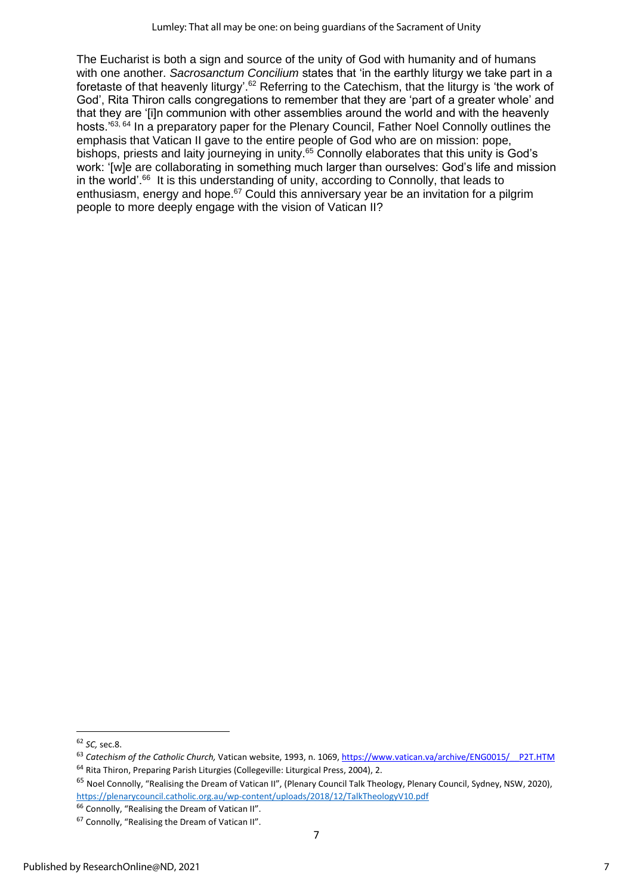The Eucharist is both a sign and source of the unity of God with humanity and of humans with one another. *Sacrosanctum Concilium* states that 'in the earthly liturgy we take part in a foretaste of that heavenly liturgy'.[62] Referring to the Catechism, that the liturgy is 'the work of God', Rita Thiron calls congregations to remember that they are 'part of a greater whole' and that they are '[i]n communion with other assemblies around the world and with the heavenly hosts.'[63, 64] In a preparatory paper for the Plenary Council, Father Noel Connolly outlines the emphasis that Vatican II gave to the entire people of God who are on mission: pope, bishops, priests and laity journeying in unity.[65] Connolly elaborates that this unity is God's work: '[w]e are collaborating in something much larger than ourselves: God's life and mission in the world'.[66] It is this understanding of unity, according to Connolly, that leads to enthusiasm, energy and hope.[67] Could this anniversary year be an invitation for a pilgrim people to more deeply engage with the vision of Vatican II?

---

[62] *SC,* sec.8.

[63] *Catechism of the Catholic Church,* Vatican website, 1993, n. 1069, https://www.vatican.va/archive/ENG0015/__P2T.HTM

[64] Rita Thiron, Preparing Parish Liturgies (Collegeville: Liturgical Press, 2004), 2.

[65] Noel Connolly, "Realising the Dream of Vatican II", (Plenary Council Talk Theology, Plenary Council, Sydney, NSW, 2020), https://plenarycouncil.catholic.org.au/wp-content/uploads/2018/12/TalkTheologyV10.pdf

[66] Connolly, "Realising the Dream of Vatican II".

[67] Connolly, "Realising the Dream of Vatican II".